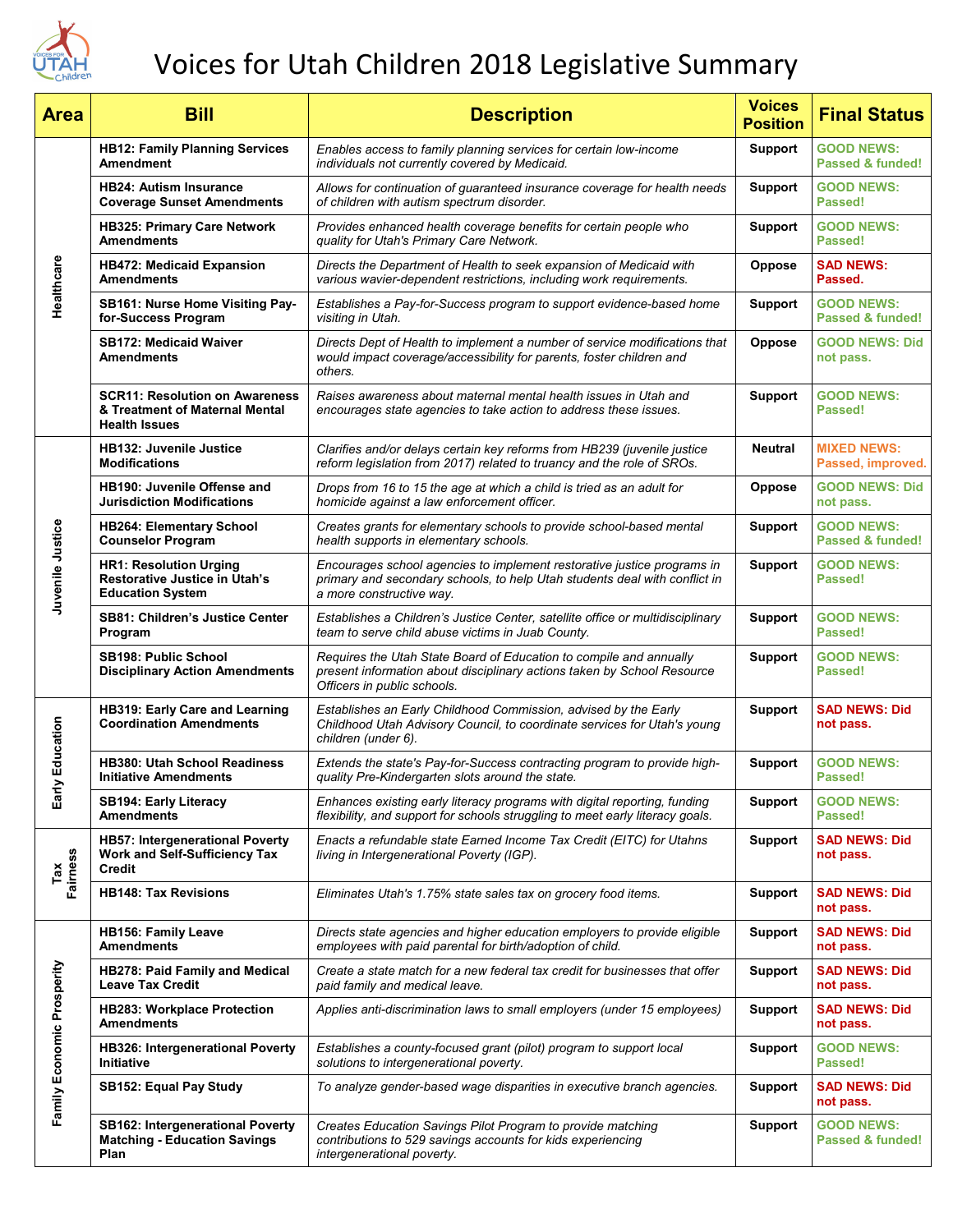# Voices for Utah Children 2018 Legislative Summary

| Area | Bill | Description | Voices Position | Final Status |
|---|---|---|---|---|
| Healthcare | **HB12: Family Planning Services Amendment** | *Enables access to family planning services for certain low-income individuals not currently covered by Medicaid.* | Support | GOOD NEWS: Passed & funded! |
| | **HB24: Autism Insurance Coverage Sunset Amendments** | *Allows for continuation of guaranteed insurance coverage for health needs of children with autism spectrum disorder.* | Support | GOOD NEWS: Passed! |
| | **HB325: Primary Care Network Amendments** | *Provides enhanced health coverage benefits for certain people who quality for Utah's Primary Care Network.* | Support | GOOD NEWS: Passed! |
| | **HB472: Medicaid Expansion Amendments** | *Directs the Department of Health to seek expansion of Medicaid with various wavier-dependent restrictions, including work requirements.* | Oppose | SAD NEWS: Passed. |
| | **SB161: Nurse Home Visiting Pay-for-Success Program** | *Establishes a Pay-for-Success program to support evidence-based home visiting in Utah.* | Support | GOOD NEWS: Passed & funded! |
| | **SB172: Medicaid Waiver Amendments** | *Directs Dept of Health to implement a number of service modifications that would impact coverage/accessibility for parents, foster children and others.* | Oppose | GOOD NEWS: Did not pass. |
| | **SCR11: Resolution on Awareness & Treatment of Maternal Mental Health Issues** | *Raises awareness about maternal mental health issues in Utah and encourages state agencies to take action to address these issues.* | Support | GOOD NEWS: Passed! |
| Juvenile Justice | **HB132: Juvenile Justice Modifications** | *Clarifies and/or delays certain key reforms from HB239 (juvenile justice reform legislation from 2017) related to truancy and the role of SROs.* | Neutral | MIXED NEWS: Passed, improved. |
| | **HB190: Juvenile Offense and Jurisdiction Modifications** | *Drops from 16 to 15 the age at which a child is tried as an adult for homicide against a law enforcement officer.* | Oppose | GOOD NEWS: Did not pass. |
| | **HB264: Elementary School Counselor Program** | *Creates grants for elementary schools to provide school-based mental health supports in elementary schools.* | Support | GOOD NEWS: Passed & funded! |
| | **HR1: Resolution Urging Restorative Justice in Utah's Education System** | *Encourages school agencies to implement restorative justice programs in primary and secondary schools, to help Utah students deal with conflict in a more constructive way.* | Support | GOOD NEWS: Passed! |
| | **SB81: Children's Justice Center Program** | *Establishes a Children's Justice Center, satellite office or multidisciplinary team to serve child abuse victims in Juab County.* | Support | GOOD NEWS: Passed! |
| | **SB198: Public School Disciplinary Action Amendments** | *Requires the Utah State Board of Education to compile and annually present information about disciplinary actions taken by School Resource Officers in public schools.* | Support | GOOD NEWS: Passed! |
| Early Education | **HB319: Early Care and Learning Coordination Amendments** | *Establishes an Early Childhood Commission, advised by the Early Childhood Utah Advisory Council, to coordinate services for Utah's young children (under 6).* | Support | SAD NEWS: Did not pass. |
| | **HB380: Utah School Readiness Initiative Amendments** | *Extends the state's Pay-for-Success contracting program to provide high-quality Pre-Kindergarten slots around the state.* | Support | GOOD NEWS: Passed! |
| | **SB194: Early Literacy Amendments** | *Enhances existing early literacy programs with digital reporting, funding flexibility, and support for schools struggling to meet early literacy goals.* | Support | GOOD NEWS: Passed! |
| Tax Fairness | **HB57: Intergenerational Poverty Work and Self-Sufficiency Tax Credit** | *Enacts a refundable state Earned Income Tax Credit (EITC) for Utahns living in Intergenerational Poverty (IGP).* | Support | SAD NEWS: Did not pass. |
| | **HB148: Tax Revisions** | *Eliminates Utah's 1.75% state sales tax on grocery food items.* | Support | SAD NEWS: Did not pass. |
| Family Economic Prosperity | **HB156: Family Leave Amendments** | *Directs state agencies and higher education employers to provide eligible employees with paid parental for birth/adoption of child.* | Support | SAD NEWS: Did not pass. |
| | **HB278: Paid Family and Medical Leave Tax Credit** | *Create a state match for a new federal tax credit for businesses that offer paid family and medical leave.* | Support | SAD NEWS: Did not pass. |
| | **HB283: Workplace Protection Amendments** | *Applies anti-discrimination laws to small employers (under 15 employees)* | Support | SAD NEWS: Did not pass. |
| | **HB326: Intergenerational Poverty Initiative** | *Establishes a county-focused grant (pilot) program to support local solutions to intergenerational poverty.* | Support | GOOD NEWS: Passed! |
| | **SB152: Equal Pay Study** | *To analyze gender-based wage disparities in executive branch agencies.* | Support | SAD NEWS: Did not pass. |
| | **SB162: Intergenerational Poverty Matching - Education Savings Plan** | *Creates Education Savings Pilot Program to provide matching contributions to 529 savings accounts for kids experiencing intergenerational poverty.* | Support | GOOD NEWS: Passed & funded! |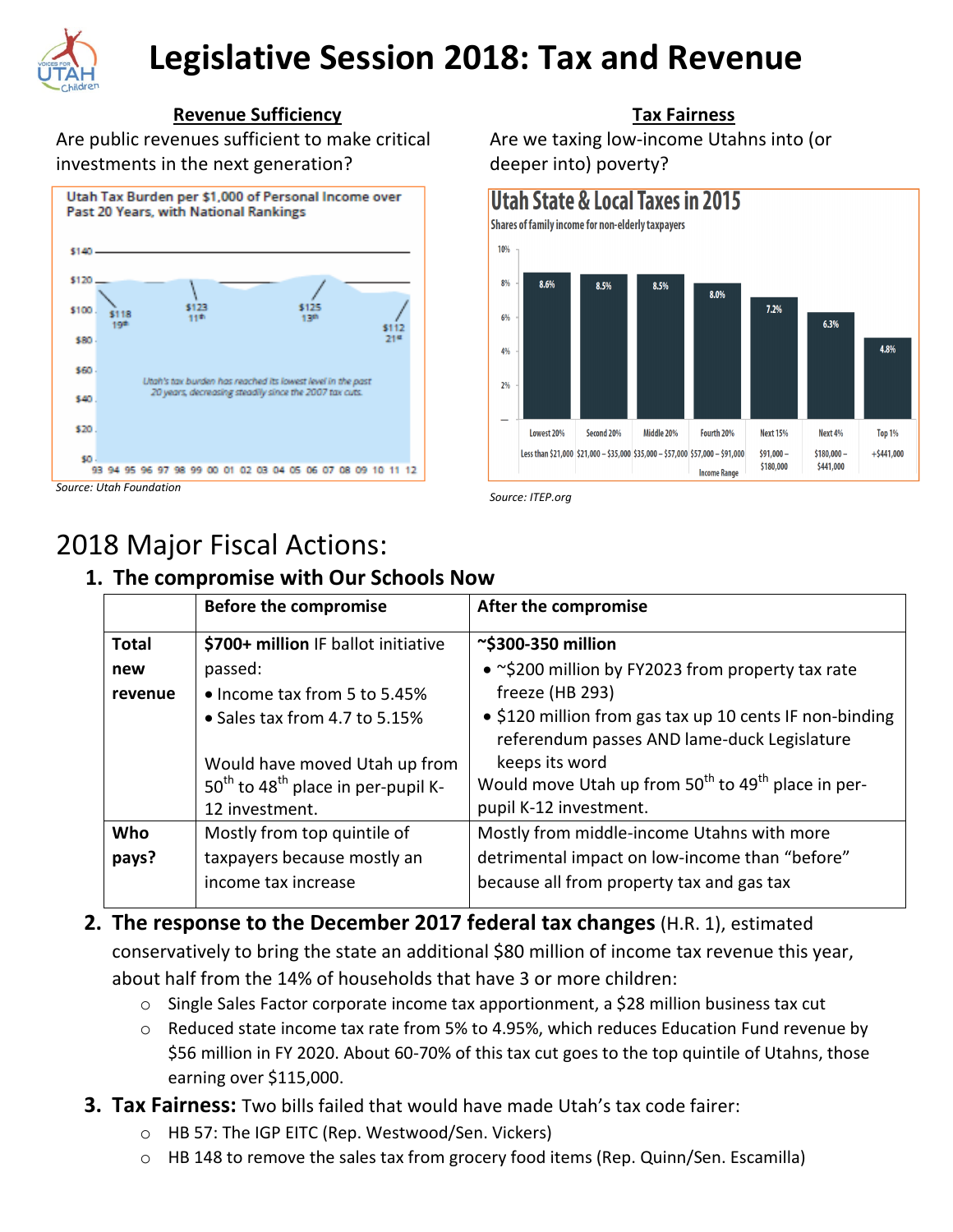# Legislative Session 2018: Tax and Revenue

## Revenue Sufficiency

Are public revenues sufficient to make critical investments in the next generation?

Utah Tax Burden per $1,000 of Personal Income over Past 20 Years, with National Rankings

$140
$120
$100
$80
$60
$40
$20
$0

$118
19th

$123
11th

$125
13th

$112
21st

Utah's tax burden has reached its lowest level in the past 20 years, decreasing steadily since the 2007 tax cuts.

93 94 95 96 97 98 99 00 01 02 03 04 05 06 07 08 09 10 11 12

*Source: Utah Foundation*

## Tax Fairness

Are we taxing low-income Utahns into (or deeper into) poverty?

Utah State & Local Taxes in 2015

Shares of family income for non-elderly taxpayers

10%
8%
6%
4%
2%

8.6%
8.5%
8.5%
8.0%
7.2%
6.3%
4.8%

Lowest 20% Less than $21,000
Second 20% $21,000 – $35,000
Middle 20% $35,000 – $57,000
Fourth 20% $57,000 – $91,000
Next 15% $91,000 – $180,000
Next 4% $180,000 – $441,000
Top 1% +$441,000

Income Range

*Source: ITEP.org*

# 2018 Major Fiscal Actions:

1. **The compromise with Our Schools Now**

| | Before the compromise | After the compromise |
|---|---|---|
| **Total new revenue** | **$700+ million** IF ballot initiative passed:<br>• Income tax from 5 to 5.45%<br>• Sales tax from 4.7 to 5.15%<br><br>Would have moved Utah up from 50th to 48th place in per-pupil K-12 investment. | **~$300-350 million**<br>• ~$200 million by FY2023 from property tax rate freeze (HB 293)<br>• $120 million from gas tax up 10 cents IF non-binding referendum passes AND lame-duck Legislature keeps its word<br>Would move Utah up from 50th to 49th place in per-pupil K-12 investment. |
| **Who pays?** | Mostly from top quintile of taxpayers because mostly an income tax increase | Mostly from middle-income Utahns with more detrimental impact on low-income than "before" because all from property tax and gas tax |

2. **The response to the December 2017 federal tax changes** (H.R. 1), estimated conservatively to bring the state an additional $80 million of income tax revenue this year, about half from the 14% of households that have 3 or more children:
   - Single Sales Factor corporate income tax apportionment, a $28 million business tax cut
   - Reduced state income tax rate from 5% to 4.95%, which reduces Education Fund revenue by $56 million in FY 2020. About 60-70% of this tax cut goes to the top quintile of Utahns, those earning over $115,000.
3. **Tax Fairness:** Two bills failed that would have made Utah's tax code fairer:
   - HB 57: The IGP EITC (Rep. Westwood/Sen. Vickers)
   - HB 148 to remove the sales tax from grocery food items (Rep. Quinn/Sen. Escamilla)